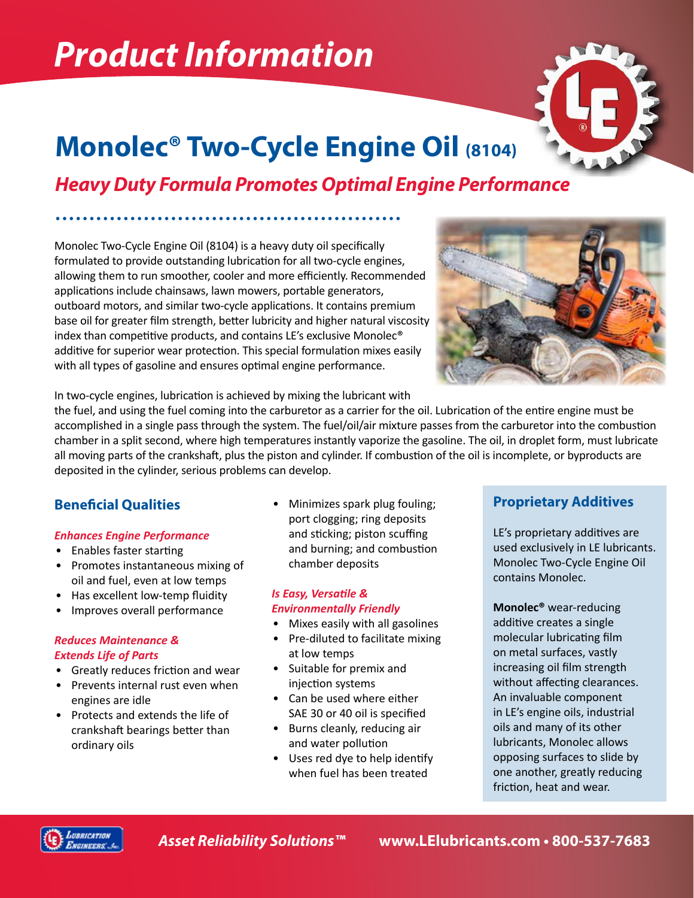# Product Information

## Monolec® Two-Cycle Engine Oil (8104)

### *Heavy Duty Formula Promotes Optimal Engine Performance*

Monolec Two-Cycle Engine Oil (8104) is a heavy duty oil specifically formulated to provide outstanding lubrication for all two-cycle engines, allowing them to run smoother, cooler and more efficiently. Recommended applications include chainsaws, lawn mowers, portable generators, outboard motors, and similar two-cycle applications. It contains premium base oil for greater film strength, better lubricity and higher natural viscosity index than competitive products, and contains LE's exclusive Monolec® additive for superior wear protection. This special formulation mixes easily with all types of gasoline and ensures optimal engine performance.

In two-cycle engines, lubrication is achieved by mixing the lubricant with the fuel, and using the fuel coming into the carburetor as a carrier for the oil. Lubrication of the entire engine must be accomplished in a single pass through the system. The fuel/oil/air mixture passes from the carburetor into the combustion chamber in a split second, where high temperatures instantly vaporize the gasoline. The oil, in droplet form, must lubricate all moving parts of the crankshaft, plus the piston and cylinder. If combustion of the oil is incomplete, or byproducts are deposited in the cylinder, serious problems can develop.

### Beneficial Qualities

***Enhances Engine Performance***

- Enables faster starting
- Promotes instantaneous mixing of oil and fuel, even at low temps
- Has excellent low-temp fluidity
- Improves overall performance

***Reduces Maintenance & Extends Life of Parts***

- Greatly reduces friction and wear
- Prevents internal rust even when engines are idle
- Protects and extends the life of crankshaft bearings better than ordinary oils
- Minimizes spark plug fouling; port clogging; ring deposits and sticking; piston scuffing and burning; and combustion chamber deposits

***Is Easy, Versatile & Environmentally Friendly***

- Mixes easily with all gasolines
- Pre-diluted to facilitate mixing at low temps
- Suitable for premix and injection systems
- Can be used where either SAE 30 or 40 oil is specified
- Burns cleanly, reducing air and water pollution
- Uses red dye to help identify when fuel has been treated

### Proprietary Additives

LE's proprietary additives are used exclusively in LE lubricants. Monolec Two-Cycle Engine Oil contains Monolec.

**Monolec®** wear-reducing additive creates a single molecular lubricating film on metal surfaces, vastly increasing oil film strength without affecting clearances. An invaluable component in LE's engine oils, industrial oils and many of its other lubricants, Monolec allows opposing surfaces to slide by one another, greatly reducing friction, heat and wear.

*Asset Reliability Solutions™* **www.LElubricants.com • 800-537-7683**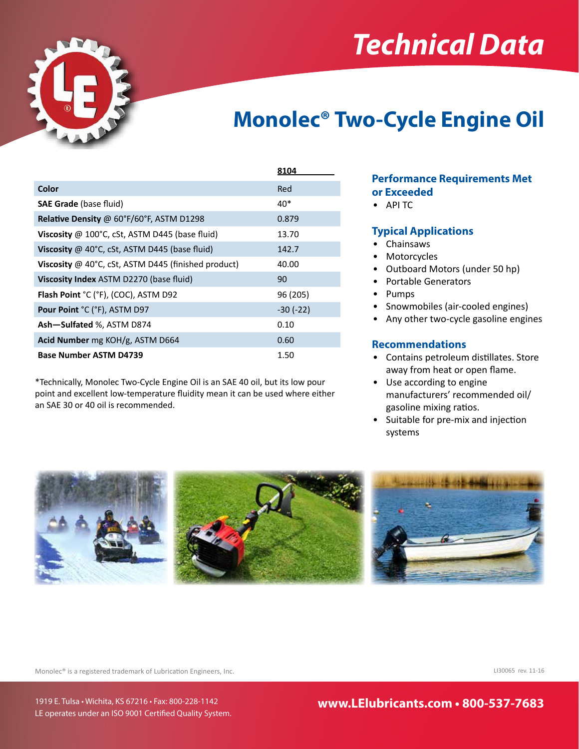# Technical Data

# Monolec® Two-Cycle Engine Oil

| | 8104 |
|---|---|
| **Color** | Red |
| **SAE Grade** (base fluid) | 40* |
| **Relative Density** @ 60°F/60°F, ASTM D1298 | 0.879 |
| **Viscosity** @ 100°C, cSt, ASTM D445 (base fluid) | 13.70 |
| **Viscosity** @ 40°C, cSt, ASTM D445 (base fluid) | 142.7 |
| **Viscosity** @ 40°C, cSt, ASTM D445 (finished product) | 40.00 |
| **Viscosity Index** ASTM D2270 (base fluid) | 90 |
| **Flash Point** °C (°F), (COC), ASTM D92 | 96 (205) |
| **Pour Point** °C (°F), ASTM D97 | -30 (-22) |
| **Ash—Sulfated** %, ASTM D874 | 0.10 |
| **Acid Number** mg KOH/g, ASTM D664 | 0.60 |
| **Base Number ASTM D4739** | 1.50 |

*Technically, Monolec Two-Cycle Engine Oil is an SAE 40 oil, but its low pour point and excellent low-temperature fluidity mean it can be used where either an SAE 30 or 40 oil is recommended.

## Performance Requirements Met or Exceeded

- API TC

## Typical Applications

- Chainsaws
- Motorcycles
- Outboard Motors (under 50 hp)
- Portable Generators
- Pumps
- Snowmobiles (air-cooled engines)
- Any other two-cycle gasoline engines

## Recommendations

- Contains petroleum distillates. Store away from heat or open flame.
- Use according to engine manufacturers' recommended oil/ gasoline mixing ratios.
- Suitable for pre-mix and injection systems

Monolec® is a registered trademark of Lubrication Engineers, Inc.

LI30065 rev. 11-16

1919 E. Tulsa • Wichita, KS 67216 • Fax: 800-228-1142
LE operates under an ISO 9001 Certified Quality System.

**www.LElubricants.com • 800-537-7683**